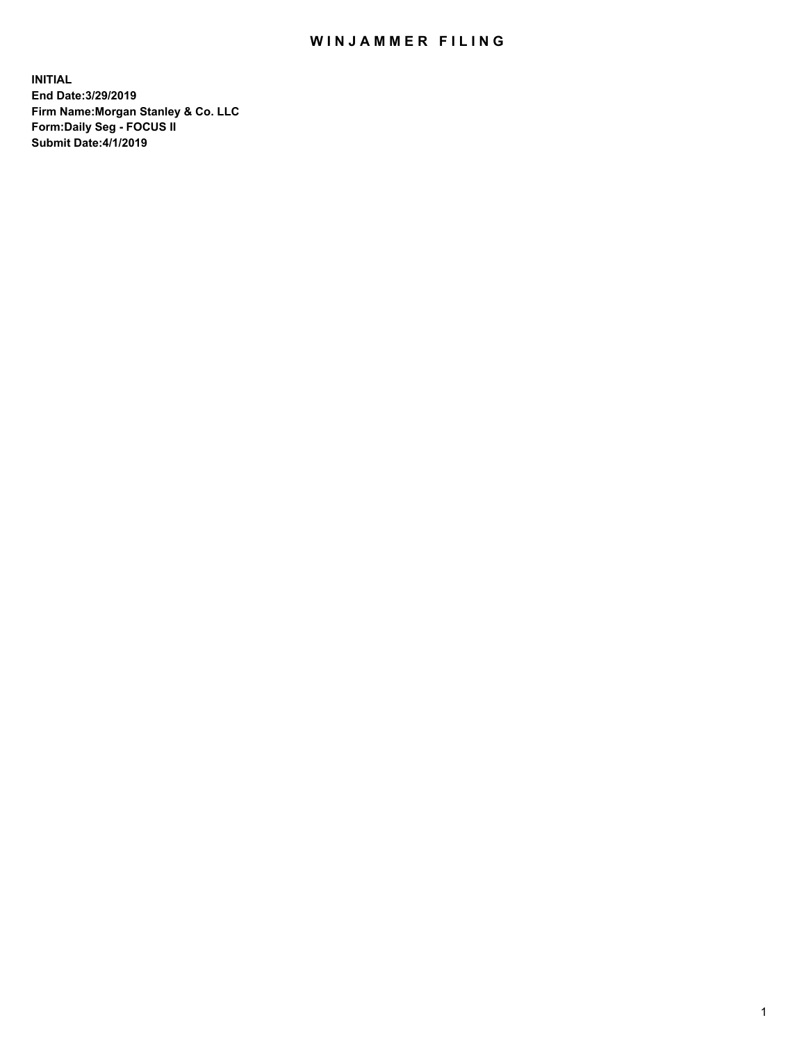# WINJAMMER FILING

**INITIAL**
**End Date:3/29/2019**
**Firm Name:Morgan Stanley & Co. LLC**
**Form:Daily Seg - FOCUS II**
**Submit Date:4/1/2019**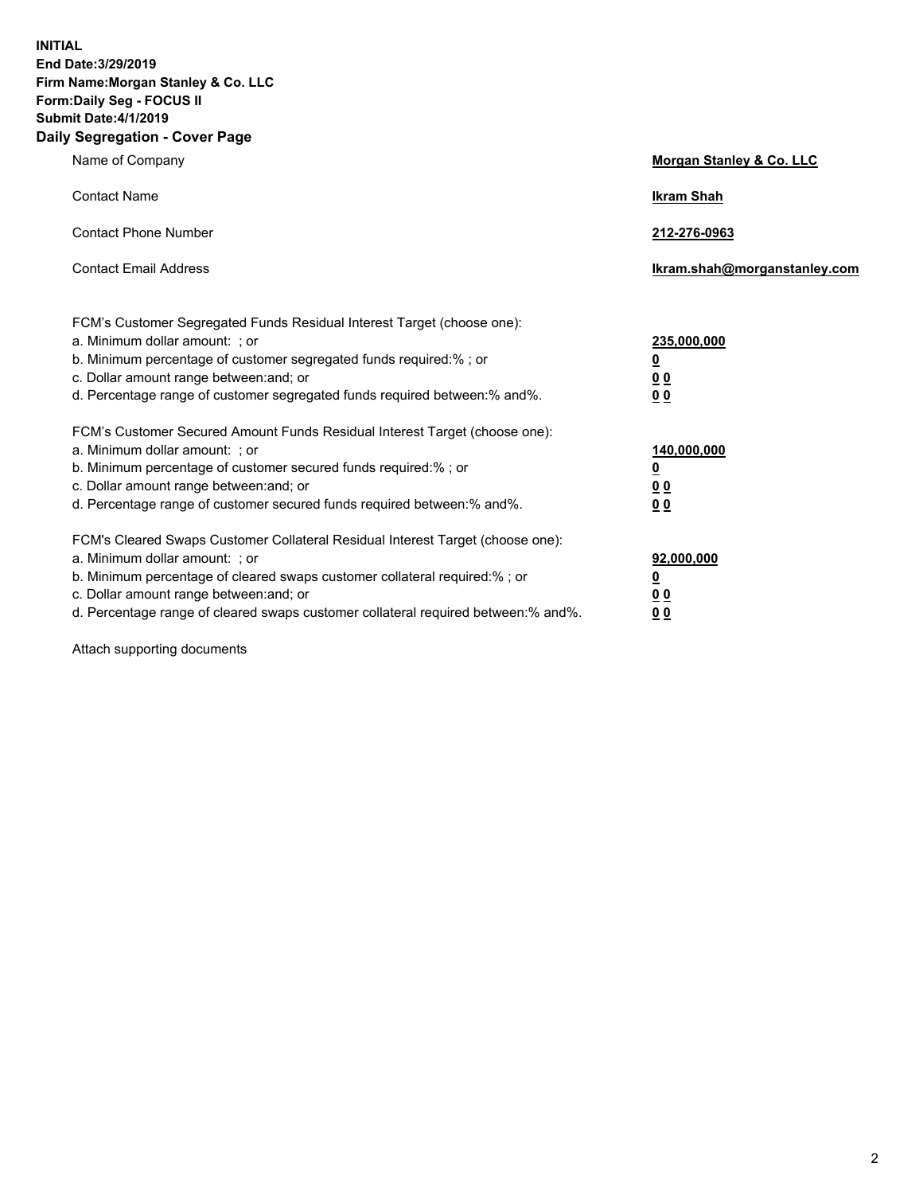**INITIAL**
**End Date:3/29/2019**
**Firm Name:Morgan Stanley & Co. LLC**
**Form:Daily Seg - FOCUS II**
**Submit Date:4/1/2019**

## Daily Segregation - Cover Page

| | |
|---|---|
| Name of Company | **Morgan Stanley & Co. LLC** |
| Contact Name | **Ikram Shah** |
| Contact Phone Number | **212-276-0963** |
| Contact Email Address | **Ikram.shah@morganstanley.com** |
| FCM's Customer Segregated Funds Residual Interest Target (choose one): | |
| a. Minimum dollar amount: ; or | **235,000,000** |
| b. Minimum percentage of customer segregated funds required:% ; or | **0** |
| c. Dollar amount range between:and; or | **0 0** |
| d. Percentage range of customer segregated funds required between:% and%. | **0 0** |
| FCM's Customer Secured Amount Funds Residual Interest Target (choose one): | |
| a. Minimum dollar amount: ; or | **140,000,000** |
| b. Minimum percentage of customer secured funds required:% ; or | **0** |
| c. Dollar amount range between:and; or | **0 0** |
| d. Percentage range of customer secured funds required between:% and%. | **0 0** |
| FCM's Cleared Swaps Customer Collateral Residual Interest Target (choose one): | |
| a. Minimum dollar amount: ; or | **92,000,000** |
| b. Minimum percentage of cleared swaps customer collateral required:% ; or | **0** |
| c. Dollar amount range between:and; or | **0 0** |
| d. Percentage range of cleared swaps customer collateral required between:% and%. | **0 0** |

Attach supporting documents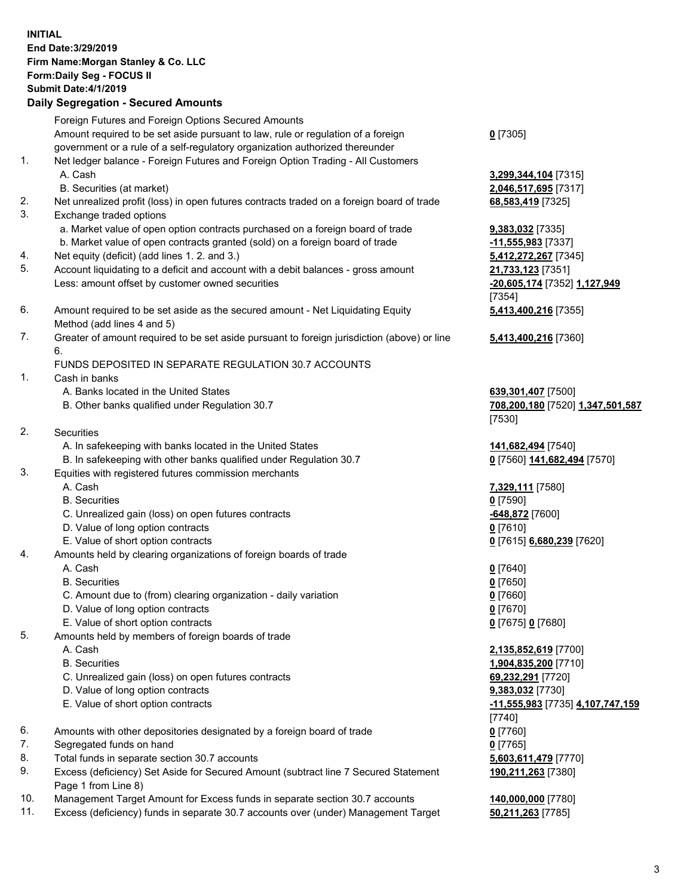**INITIAL**
**End Date:3/29/2019**
**Firm Name:Morgan Stanley & Co. LLC**
**Form:Daily Seg - FOCUS II**
**Submit Date:4/1/2019**

## Daily Segregation - Secured Amounts

| | | |
|---|---|---|
| | Foreign Futures and Foreign Options Secured Amounts | |
| | Amount required to be set aside pursuant to law, rule or regulation of a foreign government or a rule of a self-regulatory organization authorized thereunder | **0** [7305] |
| 1. | Net ledger balance - Foreign Futures and Foreign Option Trading - All Customers | |
| | A. Cash | **3,299,344,104** [7315] |
| | B. Securities (at market) | **2,046,517,695** [7317] |
| 2. | Net unrealized profit (loss) in open futures contracts traded on a foreign board of trade | **68,583,419** [7325] |
| 3. | Exchange traded options | |
| | a. Market value of open option contracts purchased on a foreign board of trade | **9,383,032** [7335] |
| | b. Market value of open contracts granted (sold) on a foreign board of trade | **-11,555,983** [7337] |
| 4. | Net equity (deficit) (add lines 1. 2. and 3.) | **5,412,272,267** [7345] |
| 5. | Account liquidating to a deficit and account with a debit balances - gross amount | **21,733,123** [7351] |
| | Less: amount offset by customer owned securities | **-20,605,174** [7352] **1,127,949** [7354] |
| 6. | Amount required to be set aside as the secured amount - Net Liquidating Equity Method (add lines 4 and 5) | **5,413,400,216** [7355] |
| 7. | Greater of amount required to be set aside pursuant to foreign jurisdiction (above) or line 6. | **5,413,400,216** [7360] |
| | FUNDS DEPOSITED IN SEPARATE REGULATION 30.7 ACCOUNTS | |
| 1. | Cash in banks | |
| | A. Banks located in the United States | **639,301,407** [7500] |
| | B. Other banks qualified under Regulation 30.7 | **708,200,180** [7520] **1,347,501,587** [7530] |
| 2. | Securities | |
| | A. In safekeeping with banks located in the United States | **141,682,494** [7540] |
| | B. In safekeeping with other banks qualified under Regulation 30.7 | **0** [7560] **141,682,494** [7570] |
| 3. | Equities with registered futures commission merchants | |
| | A. Cash | **7,329,111** [7580] |
| | B. Securities | **0** [7590] |
| | C. Unrealized gain (loss) on open futures contracts | **-648,872** [7600] |
| | D. Value of long option contracts | **0** [7610] |
| | E. Value of short option contracts | **0** [7615] **6,680,239** [7620] |
| 4. | Amounts held by clearing organizations of foreign boards of trade | |
| | A. Cash | **0** [7640] |
| | B. Securities | **0** [7650] |
| | C. Amount due to (from) clearing organization - daily variation | **0** [7660] |
| | D. Value of long option contracts | **0** [7670] |
| | E. Value of short option contracts | **0** [7675] **0** [7680] |
| 5. | Amounts held by members of foreign boards of trade | |
| | A. Cash | **2,135,852,619** [7700] |
| | B. Securities | **1,904,835,200** [7710] |
| | C. Unrealized gain (loss) on open futures contracts | **69,232,291** [7720] |
| | D. Value of long option contracts | **9,383,032** [7730] |
| | E. Value of short option contracts | **-11,555,983** [7735] **4,107,747,159** [7740] |
| 6. | Amounts with other depositories designated by a foreign board of trade | **0** [7760] |
| 7. | Segregated funds on hand | **0** [7765] |
| 8. | Total funds in separate section 30.7 accounts | **5,603,611,479** [7770] |
| 9. | Excess (deficiency) Set Aside for Secured Amount (subtract line 7 Secured Statement Page 1 from Line 8) | **190,211,263** [7380] |
| 10. | Management Target Amount for Excess funds in separate section 30.7 accounts | **140,000,000** [7780] |
| 11. | Excess (deficiency) funds in separate 30.7 accounts over (under) Management Target | **50,211,263** [7785] |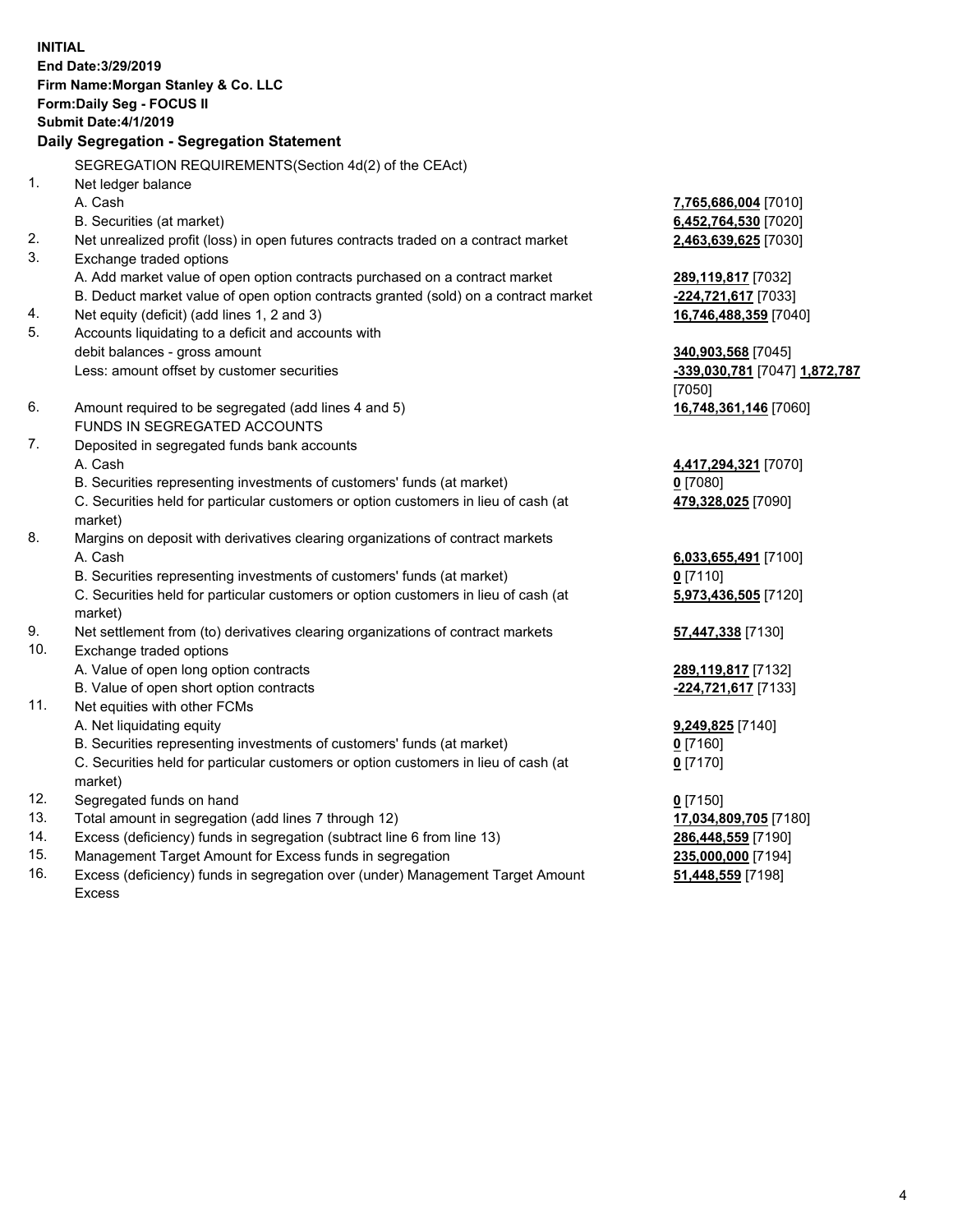**INITIAL**
**End Date:3/29/2019**
**Firm Name:Morgan Stanley & Co. LLC**
**Form:Daily Seg - FOCUS II**
**Submit Date:4/1/2019**

**Daily Segregation - Segregation Statement**

SEGREGATION REQUIREMENTS(Section 4d(2) of the CEAct)

| | | |
|---|---|---|
| 1. | Net ledger balance | |
| | A. Cash | **7,765,686,004** [7010] |
| | B. Securities (at market) | **6,452,764,530** [7020] |
| 2. | Net unrealized profit (loss) in open futures contracts traded on a contract market | **2,463,639,625** [7030] |
| 3. | Exchange traded options | |
| | A. Add market value of open option contracts purchased on a contract market | **289,119,817** [7032] |
| | B. Deduct market value of open option contracts granted (sold) on a contract market | **-224,721,617** [7033] |
| 4. | Net equity (deficit) (add lines 1, 2 and 3) | **16,746,488,359** [7040] |
| 5. | Accounts liquidating to a deficit and accounts with debit balances - gross amount | **340,903,568** [7045] |
| | Less: amount offset by customer securities | **-339,030,781** [7047] **1,872,787** [7050] |
| 6. | Amount required to be segregated (add lines 4 and 5) | **16,748,361,146** [7060] |
| | FUNDS IN SEGREGATED ACCOUNTS | |
| 7. | Deposited in segregated funds bank accounts | |
| | A. Cash | **4,417,294,321** [7070] |
| | B. Securities representing investments of customers' funds (at market) | **0** [7080] |
| | C. Securities held for particular customers or option customers in lieu of cash (at market) | **479,328,025** [7090] |
| 8. | Margins on deposit with derivatives clearing organizations of contract markets | |
| | A. Cash | **6,033,655,491** [7100] |
| | B. Securities representing investments of customers' funds (at market) | **0** [7110] |
| | C. Securities held for particular customers or option customers in lieu of cash (at market) | **5,973,436,505** [7120] |
| 9. | Net settlement from (to) derivatives clearing organizations of contract markets | **57,447,338** [7130] |
| 10. | Exchange traded options | |
| | A. Value of open long option contracts | **289,119,817** [7132] |
| | B. Value of open short option contracts | **-224,721,617** [7133] |
| 11. | Net equities with other FCMs | |
| | A. Net liquidating equity | **9,249,825** [7140] |
| | B. Securities representing investments of customers' funds (at market) | **0** [7160] |
| | C. Securities held for particular customers or option customers in lieu of cash (at market) | **0** [7170] |
| 12. | Segregated funds on hand | **0** [7150] |
| 13. | Total amount in segregation (add lines 7 through 12) | **17,034,809,705** [7180] |
| 14. | Excess (deficiency) funds in segregation (subtract line 6 from line 13) | **286,448,559** [7190] |
| 15. | Management Target Amount for Excess funds in segregation | **235,000,000** [7194] |
| 16. | Excess (deficiency) funds in segregation over (under) Management Target Amount Excess | **51,448,559** [7198] |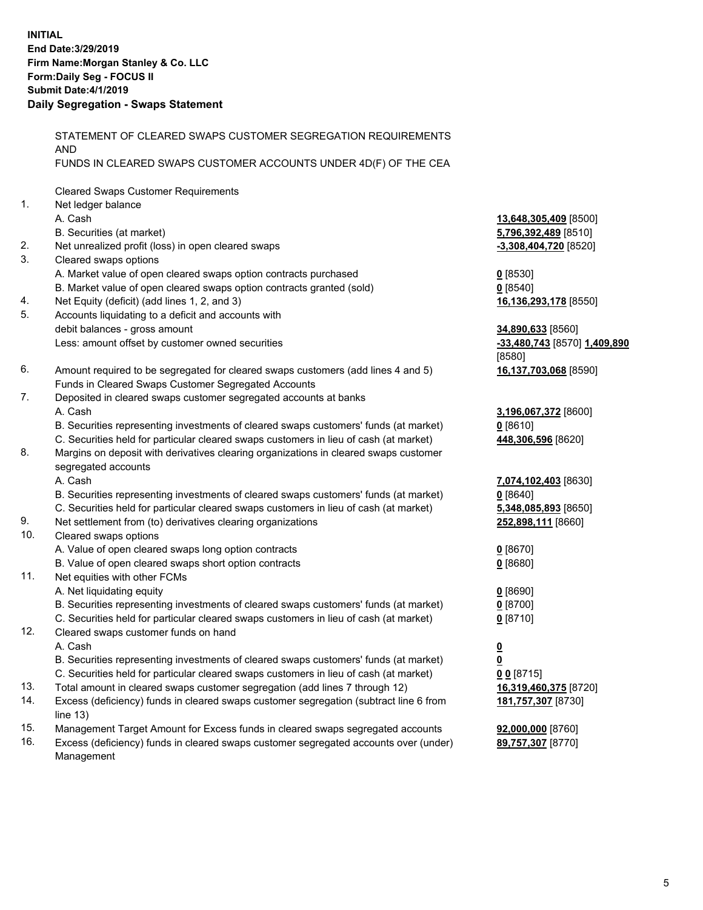**INITIAL**
**End Date:3/29/2019**
**Firm Name:Morgan Stanley & Co. LLC**
**Form:Daily Seg - FOCUS II**
**Submit Date:4/1/2019**
**Daily Segregation - Swaps Statement**

STATEMENT OF CLEARED SWAPS CUSTOMER SEGREGATION REQUIREMENTS AND FUNDS IN CLEARED SWAPS CUSTOMER ACCOUNTS UNDER 4D(F) OF THE CEA

| | | |
|---|---|---|
| | Cleared Swaps Customer Requirements | |
| 1. | Net ledger balance | |
| | A. Cash | **13,648,305,409** [8500] |
| | B. Securities (at market) | **5,796,392,489** [8510] |
| 2. | Net unrealized profit (loss) in open cleared swaps | **-3,308,404,720** [8520] |
| 3. | Cleared swaps options | |
| | A. Market value of open cleared swaps option contracts purchased | **0** [8530] |
| | B. Market value of open cleared swaps option contracts granted (sold) | **0** [8540] |
| 4. | Net Equity (deficit) (add lines 1, 2, and 3) | **16,136,293,178** [8550] |
| 5. | Accounts liquidating to a deficit and accounts with debit balances - gross amount | **34,890,633** [8560] |
| | Less: amount offset by customer owned securities | **-33,480,743** [8570] **1,409,890** [8580] |
| 6. | Amount required to be segregated for cleared swaps customers (add lines 4 and 5) | **16,137,703,068** [8590] |
| | Funds in Cleared Swaps Customer Segregated Accounts | |
| 7. | Deposited in cleared swaps customer segregated accounts at banks | |
| | A. Cash | **3,196,067,372** [8600] |
| | B. Securities representing investments of cleared swaps customers' funds (at market) | **0** [8610] |
| | C. Securities held for particular cleared swaps customers in lieu of cash (at market) | **448,306,596** [8620] |
| 8. | Margins on deposit with derivatives clearing organizations in cleared swaps customer segregated accounts | |
| | A. Cash | **7,074,102,403** [8630] |
| | B. Securities representing investments of cleared swaps customers' funds (at market) | **0** [8640] |
| | C. Securities held for particular cleared swaps customers in lieu of cash (at market) | **5,348,085,893** [8650] |
| 9. | Net settlement from (to) derivatives clearing organizations | **252,898,111** [8660] |
| 10. | Cleared swaps options | |
| | A. Value of open cleared swaps long option contracts | **0** [8670] |
| | B. Value of open cleared swaps short option contracts | **0** [8680] |
| 11. | Net equities with other FCMs | |
| | A. Net liquidating equity | **0** [8690] |
| | B. Securities representing investments of cleared swaps customers' funds (at market) | **0** [8700] |
| | C. Securities held for particular cleared swaps customers in lieu of cash (at market) | **0** [8710] |
| 12. | Cleared swaps customer funds on hand | |
| | A. Cash | **0** |
| | B. Securities representing investments of cleared swaps customers' funds (at market) | **0** |
| | C. Securities held for particular cleared swaps customers in lieu of cash (at market) | **0** **0** [8715] |
| 13. | Total amount in cleared swaps customer segregation (add lines 7 through 12) | **16,319,460,375** [8720] |
| 14. | Excess (deficiency) funds in cleared swaps customer segregation (subtract line 6 from line 13) | **181,757,307** [8730] |
| 15. | Management Target Amount for Excess funds in cleared swaps segregated accounts | **92,000,000** [8760] |
| 16. | Excess (deficiency) funds in cleared swaps customer segregated accounts over (under) Management | **89,757,307** [8770] |